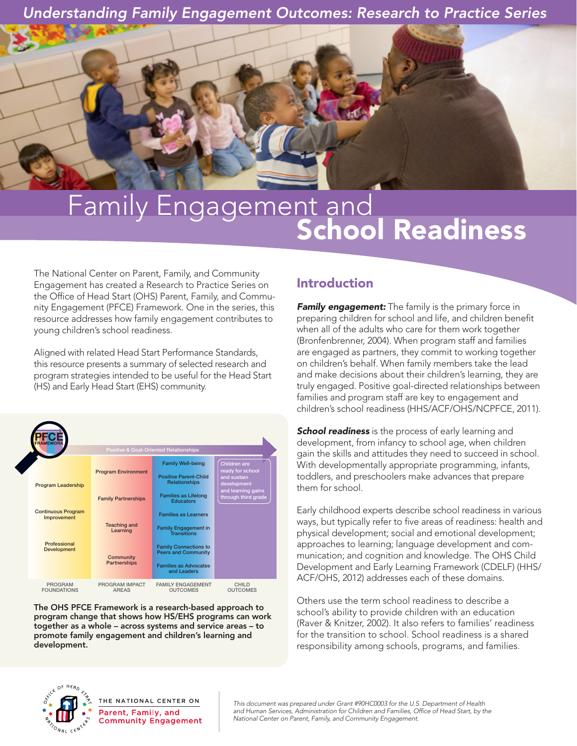*Understanding Family Engagement Outcomes: Research to Practice Series*

# Family Engagement and School Readiness

The National Center on Parent, Family, and Community Engagement has created a Research to Practice Series on the Office of Head Start (OHS) Parent, Family, and Community Engagement (PFCE) Framework. One in the series, this resource addresses how family engagement contributes to young children's school readiness.

Aligned with related Head Start Performance Standards, this resource presents a summary of selected research and program strategies intended to be useful for the Head Start (HS) and Early Head Start (EHS) community.

PFCE FRAMEWORK

Positive & Goal-Oriented Relationships

| PROGRAM FOUNDATIONS | PROGRAM IMPACT AREAS | FAMILY ENGAGEMENT OUTCOMES | CHILD OUTCOMES |
|---|---|---|---|
| Program Leadership | Program Environment | Family Well-being | Children are ready for school and sustain development and learning gains through third grade |
| Continuous Program Improvement | Family Partnerships | Positive Parent-Child Relationships | |
| Professional Development | Teaching and Learning | Families as Lifelong Educators | |
| | Community Partnerships | Families as Learners | |
| | | Family Engagement in Transitions | |
| | | Family Connections to Peers and Community | |
| | | Families as Advocates and Leaders | |

**The OHS PFCE Framework is a research-based approach to program change that shows how HS/EHS programs can work together as a whole – across systems and service areas – to promote family engagement and children's learning and development.**

## Introduction

***Family engagement:*** The family is the primary force in preparing children for school and life, and children benefit when all of the adults who care for them work together (Bronfenbrenner, 2004). When program staff and families are engaged as partners, they commit to working together on children's behalf. When family members take the lead and make decisions about their children's learning, they are truly engaged. Positive goal-directed relationships between families and program staff are key to engagement and children's school readiness (HHS/ACF/OHS/NCPFCE, 2011).

***School readiness*** is the process of early learning and development, from infancy to school age, when children gain the skills and attitudes they need to succeed in school. With developmentally appropriate programming, infants, toddlers, and preschoolers make advances that prepare them for school.

Early childhood experts describe school readiness in various ways, but typically refer to five areas of readiness: health and physical development; social and emotional development; approaches to learning; language development and communication; and cognition and knowledge. The OHS Child Development and Early Learning Framework (CDELF) (HHS/ACF/OHS, 2012) addresses each of these domains.

Others use the term school readiness to describe a school's ability to provide children with an education (Raver & Knitzer, 2002). It also refers to families' readiness for the transition to school. School readiness is a shared responsibility among schools, programs, and families.

THE NATIONAL CENTER ON Parent, Family, and Community Engagement

*This document was prepared under Grant #90HC0003 for the U.S. Department of Health and Human Services, Administration for Children and Families, Office of Head Start, by the National Center on Parent, Family, and Community Engagement.*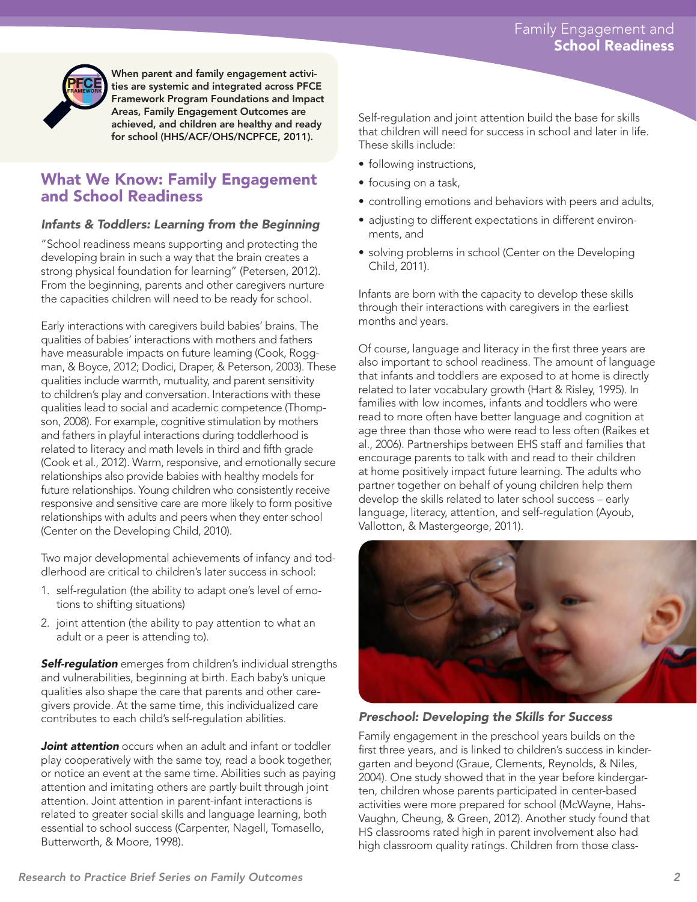When parent and family engagement activities are systemic and integrated across PFCE Framework Program Foundations and Impact Areas, Family Engagement Outcomes are achieved, and children are healthy and ready for school (HHS/ACF/OHS/NCPFCE, 2011).

## What We Know: Family Engagement and School Readiness

### *Infants & Toddlers: Learning from the Beginning*

"School readiness means supporting and protecting the developing brain in such a way that the brain creates a strong physical foundation for learning" (Petersen, 2012). From the beginning, parents and other caregivers nurture the capacities children will need to be ready for school.

Early interactions with caregivers build babies' brains. The qualities of babies' interactions with mothers and fathers have measurable impacts on future learning (Cook, Roggman, & Boyce, 2012; Dodici, Draper, & Peterson, 2003). These qualities include warmth, mutuality, and parent sensitivity to children's play and conversation. Interactions with these qualities lead to social and academic competence (Thompson, 2008). For example, cognitive stimulation by mothers and fathers in playful interactions during toddlerhood is related to literacy and math levels in third and fifth grade (Cook et al., 2012). Warm, responsive, and emotionally secure relationships also provide babies with healthy models for future relationships. Young children who consistently receive responsive and sensitive care are more likely to form positive relationships with adults and peers when they enter school (Center on the Developing Child, 2010).

Two major developmental achievements of infancy and toddlerhood are critical to children's later success in school:

1. self-regulation (the ability to adapt one's level of emotions to shifting situations)
2. joint attention (the ability to pay attention to what an adult or a peer is attending to).

***Self-regulation*** emerges from children's individual strengths and vulnerabilities, beginning at birth. Each baby's unique qualities also shape the care that parents and other caregivers provide. At the same time, this individualized care contributes to each child's self-regulation abilities.

***Joint attention*** occurs when an adult and infant or toddler play cooperatively with the same toy, read a book together, or notice an event at the same time. Abilities such as paying attention and imitating others are partly built through joint attention. Joint attention in parent-infant interactions is related to greater social skills and language learning, both essential to school success (Carpenter, Nagell, Tomasello, Butterworth, & Moore, 1998).

Self-regulation and joint attention build the base for skills that children will need for success in school and later in life. These skills include:

- following instructions,
- focusing on a task,
- controlling emotions and behaviors with peers and adults,
- adjusting to different expectations in different environments, and
- solving problems in school (Center on the Developing Child, 2011).

Infants are born with the capacity to develop these skills through their interactions with caregivers in the earliest months and years.

Of course, language and literacy in the first three years are also important to school readiness. The amount of language that infants and toddlers are exposed to at home is directly related to later vocabulary growth (Hart & Risley, 1995). In families with low incomes, infants and toddlers who were read to more often have better language and cognition at age three than those who were read to less often (Raikes et al., 2006). Partnerships between EHS staff and families that encourage parents to talk with and read to their children at home positively impact future learning. The adults who partner together on behalf of young children help them develop the skills related to later school success – early language, literacy, attention, and self-regulation (Ayoub, Vallotton, & Mastergeorge, 2011).

### *Preschool: Developing the Skills for Success*

Family engagement in the preschool years builds on the first three years, and is linked to children's success in kindergarten and beyond (Graue, Clements, Reynolds, & Niles, 2004). One study showed that in the year before kindergarten, children whose parents participated in center-based activities were more prepared for school (McWayne, Hahs-Vaughn, Cheung, & Green, 2012). Another study found that HS classrooms rated high in parent involvement also had high classroom quality ratings. Children from those class-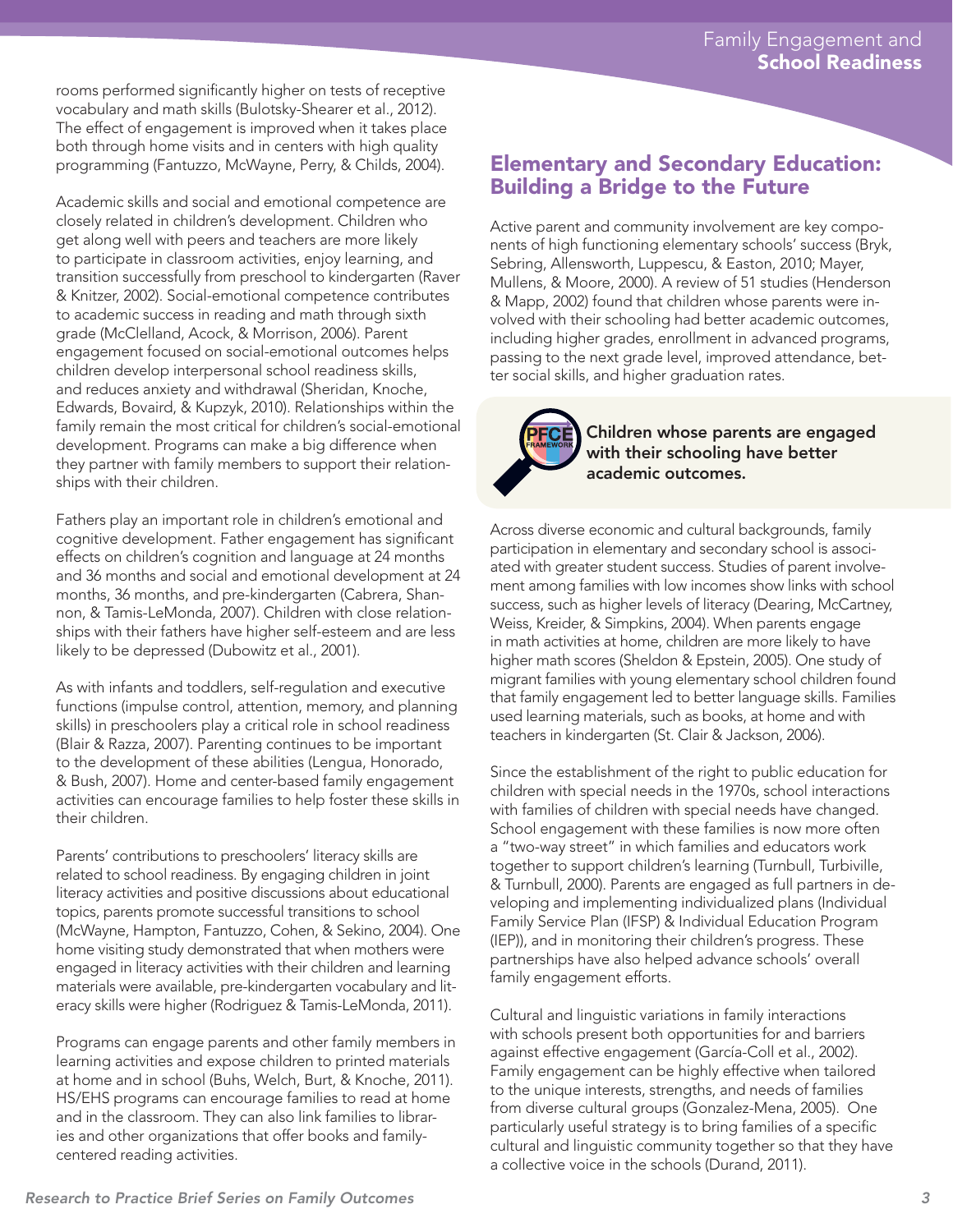rooms performed significantly higher on tests of receptive vocabulary and math skills (Bulotsky-Shearer et al., 2012). The effect of engagement is improved when it takes place both through home visits and in centers with high quality programming (Fantuzzo, McWayne, Perry, & Childs, 2004).

Academic skills and social and emotional competence are closely related in children's development. Children who get along well with peers and teachers are more likely to participate in classroom activities, enjoy learning, and transition successfully from preschool to kindergarten (Raver & Knitzer, 2002). Social-emotional competence contributes to academic success in reading and math through sixth grade (McClelland, Acock, & Morrison, 2006). Parent engagement focused on social-emotional outcomes helps children develop interpersonal school readiness skills, and reduces anxiety and withdrawal (Sheridan, Knoche, Edwards, Bovaird, & Kupzyk, 2010). Relationships within the family remain the most critical for children's social-emotional development. Programs can make a big difference when they partner with family members to support their relationships with their children.

Fathers play an important role in children's emotional and cognitive development. Father engagement has significant effects on children's cognition and language at 24 months and 36 months and social and emotional development at 24 months, 36 months, and pre-kindergarten (Cabrera, Shannon, & Tamis-LeMonda, 2007). Children with close relationships with their fathers have higher self-esteem and are less likely to be depressed (Dubowitz et al., 2001).

As with infants and toddlers, self-regulation and executive functions (impulse control, attention, memory, and planning skills) in preschoolers play a critical role in school readiness (Blair & Razza, 2007). Parenting continues to be important to the development of these abilities (Lengua, Honorado, & Bush, 2007). Home and center-based family engagement activities can encourage families to help foster these skills in their children.

Parents' contributions to preschoolers' literacy skills are related to school readiness. By engaging children in joint literacy activities and positive discussions about educational topics, parents promote successful transitions to school (McWayne, Hampton, Fantuzzo, Cohen, & Sekino, 2004). One home visiting study demonstrated that when mothers were engaged in literacy activities with their children and learning materials were available, pre-kindergarten vocabulary and literacy skills were higher (Rodriguez & Tamis-LeMonda, 2011).

Programs can engage parents and other family members in learning activities and expose children to printed materials at home and in school (Buhs, Welch, Burt, & Knoche, 2011). HS/EHS programs can encourage families to read at home and in the classroom. They can also link families to libraries and other organizations that offer books and family-centered reading activities.

## Elementary and Secondary Education: Building a Bridge to the Future

Active parent and community involvement are key components of high functioning elementary schools' success (Bryk, Sebring, Allensworth, Luppescu, & Easton, 2010; Mayer, Mullens, & Moore, 2000). A review of 51 studies (Henderson & Mapp, 2002) found that children whose parents were involved with their schooling had better academic outcomes, including higher grades, enrollment in advanced programs, passing to the next grade level, improved attendance, better social skills, and higher graduation rates.

PFCE FRAMEWORK

**Children whose parents are engaged with their schooling have better academic outcomes.**

Across diverse economic and cultural backgrounds, family participation in elementary and secondary school is associated with greater student success. Studies of parent involvement among families with low incomes show links with school success, such as higher levels of literacy (Dearing, McCartney, Weiss, Kreider, & Simpkins, 2004). When parents engage in math activities at home, children are more likely to have higher math scores (Sheldon & Epstein, 2005). One study of migrant families with young elementary school children found that family engagement led to better language skills. Families used learning materials, such as books, at home and with teachers in kindergarten (St. Clair & Jackson, 2006).

Since the establishment of the right to public education for children with special needs in the 1970s, school interactions with families of children with special needs have changed. School engagement with these families is now more often a "two-way street" in which families and educators work together to support children's learning (Turnbull, Turbiville, & Turnbull, 2000). Parents are engaged as full partners in developing and implementing individualized plans (Individual Family Service Plan (IFSP) & Individual Education Program (IEP)), and in monitoring their children's progress. These partnerships have also helped advance schools' overall family engagement efforts.

Cultural and linguistic variations in family interactions with schools present both opportunities for and barriers against effective engagement (García-Coll et al., 2002). Family engagement can be highly effective when tailored to the unique interests, strengths, and needs of families from diverse cultural groups (Gonzalez-Mena, 2005). One particularly useful strategy is to bring families of a specific cultural and linguistic community together so that they have a collective voice in the schools (Durand, 2011).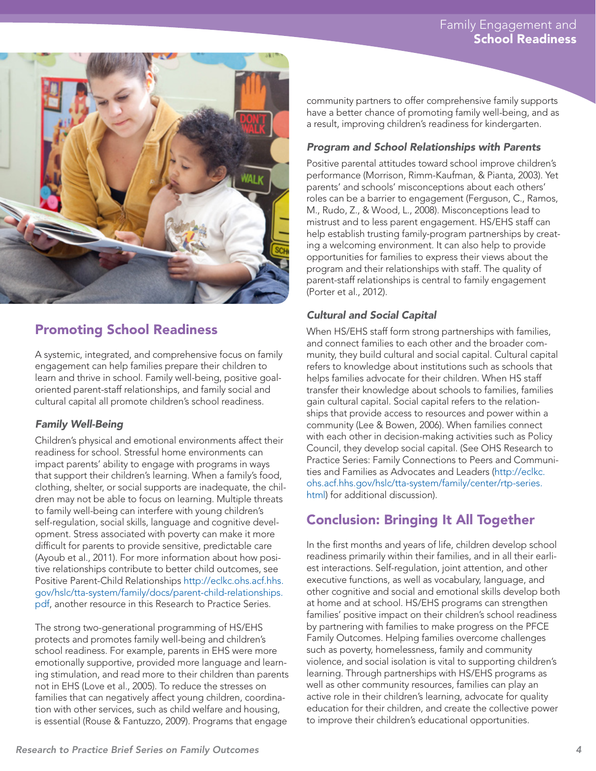## Promoting School Readiness

A systemic, integrated, and comprehensive focus on family engagement can help families prepare their children to learn and thrive in school. Family well-being, positive goal-oriented parent-staff relationships, and family social and cultural capital all promote children's school readiness.

### *Family Well-Being*

Children's physical and emotional environments affect their readiness for school. Stressful home environments can impact parents' ability to engage with programs in ways that support their children's learning. When a family's food, clothing, shelter, or social supports are inadequate, the children may not be able to focus on learning. Multiple threats to family well-being can interfere with young children's self-regulation, social skills, language and cognitive development. Stress associated with poverty can make it more difficult for parents to provide sensitive, predictable care (Ayoub et al., 2011). For more information about how positive relationships contribute to better child outcomes, see Positive Parent-Child Relationships http://eclkc.ohs.acf.hhs.gov/hslc/tta-system/family/docs/parent-child-relationships.pdf, another resource in this Research to Practice Series.

The strong two-generational programming of HS/EHS protects and promotes family well-being and children's school readiness. For example, parents in EHS were more emotionally supportive, provided more language and learning stimulation, and read more to their children than parents not in EHS (Love et al., 2005). To reduce the stresses on families that can negatively affect young children, coordination with other services, such as child welfare and housing, is essential (Rouse & Fantuzzo, 2009). Programs that engage community partners to offer comprehensive family supports have a better chance of promoting family well-being, and as a result, improving children's readiness for kindergarten.

### *Program and School Relationships with Parents*

Positive parental attitudes toward school improve children's performance (Morrison, Rimm-Kaufman, & Pianta, 2003). Yet parents' and schools' misconceptions about each others' roles can be a barrier to engagement (Ferguson, C., Ramos, M., Rudo, Z., & Wood, L., 2008). Misconceptions lead to mistrust and to less parent engagement. HS/EHS staff can help establish trusting family-program partnerships by creating a welcoming environment. It can also help to provide opportunities for families to express their views about the program and their relationships with staff. The quality of parent-staff relationships is central to family engagement (Porter et al., 2012).

### *Cultural and Social Capital*

When HS/EHS staff form strong partnerships with families, and connect families to each other and the broader community, they build cultural and social capital. Cultural capital refers to knowledge about institutions such as schools that helps families advocate for their children. When HS staff transfer their knowledge about schools to families, families gain cultural capital. Social capital refers to the relationships that provide access to resources and power within a community (Lee & Bowen, 2006). When families connect with each other in decision-making activities such as Policy Council, they develop social capital. (See OHS Research to Practice Series: Family Connections to Peers and Communities and Families as Advocates and Leaders (http://eclkc.ohs.acf.hhs.gov/hslc/tta-system/family/center/rtp-series.html) for additional discussion).

## Conclusion: Bringing It All Together

In the first months and years of life, children develop school readiness primarily within their families, and in all their earliest interactions. Self-regulation, joint attention, and other executive functions, as well as vocabulary, language, and other cognitive and social and emotional skills develop both at home and at school. HS/EHS programs can strengthen families' positive impact on their children's school readiness by partnering with families to make progress on the PFCE Family Outcomes. Helping families overcome challenges such as poverty, homelessness, family and community violence, and social isolation is vital to supporting children's learning. Through partnerships with HS/EHS programs as well as other community resources, families can play an active role in their children's learning, advocate for quality education for their children, and create the collective power to improve their children's educational opportunities.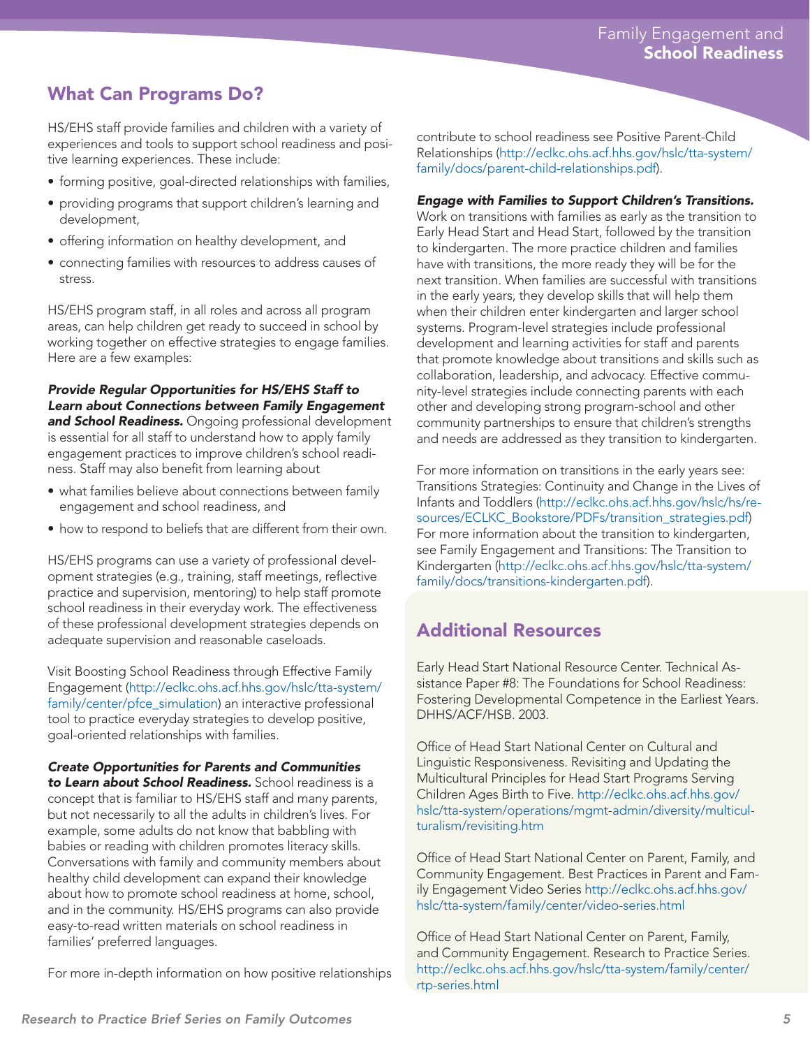## What Can Programs Do?

HS/EHS staff provide families and children with a variety of experiences and tools to support school readiness and positive learning experiences. These include:

- forming positive, goal-directed relationships with families,
- providing programs that support children's learning and development,
- offering information on healthy development, and
- connecting families with resources to address causes of stress.

HS/EHS program staff, in all roles and across all program areas, can help children get ready to succeed in school by working together on effective strategies to engage families. Here are a few examples:

***Provide Regular Opportunities for HS/EHS Staff to Learn about Connections between Family Engagement and School Readiness.*** Ongoing professional development is essential for all staff to understand how to apply family engagement practices to improve children's school readiness. Staff may also benefit from learning about

- what families believe about connections between family engagement and school readiness, and
- how to respond to beliefs that are different from their own.

HS/EHS programs can use a variety of professional development strategies (e.g., training, staff meetings, reflective practice and supervision, mentoring) to help staff promote school readiness in their everyday work. The effectiveness of these professional development strategies depends on adequate supervision and reasonable caseloads.

Visit Boosting School Readiness through Effective Family Engagement (http://eclkc.ohs.acf.hhs.gov/hslc/tta-system/family/center/pfce_simulation) an interactive professional tool to practice everyday strategies to develop positive, goal-oriented relationships with families.

***Create Opportunities for Parents and Communities to Learn about School Readiness.*** School readiness is a concept that is familiar to HS/EHS staff and many parents, but not necessarily to all the adults in children's lives. For example, some adults do not know that babbling with babies or reading with children promotes literacy skills. Conversations with family and community members about healthy child development can expand their knowledge about how to promote school readiness at home, school, and in the community. HS/EHS programs can also provide easy-to-read written materials on school readiness in families' preferred languages.

For more in-depth information on how positive relationships contribute to school readiness see Positive Parent-Child Relationships (http://eclkc.ohs.acf.hhs.gov/hslc/tta-system/family/docs/parent-child-relationships.pdf).

***Engage with Families to Support Children's Transitions.*** Work on transitions with families as early as the transition to Early Head Start and Head Start, followed by the transition to kindergarten. The more practice children and families have with transitions, the more ready they will be for the next transition. When families are successful with transitions in the early years, they develop skills that will help them when their children enter kindergarten and larger school systems. Program-level strategies include professional development and learning activities for staff and parents that promote knowledge about transitions and skills such as collaboration, leadership, and advocacy. Effective community-level strategies include connecting parents with each other and developing strong program-school and other community partnerships to ensure that children's strengths and needs are addressed as they transition to kindergarten.

For more information on transitions in the early years see: Transitions Strategies: Continuity and Change in the Lives of Infants and Toddlers (http://eclkc.ohs.acf.hhs.gov/hslc/hs/resources/ECLKC_Bookstore/PDFs/transition_strategies.pdf) For more information about the transition to kindergarten, see Family Engagement and Transitions: The Transition to Kindergarten (http://eclkc.ohs.acf.hhs.gov/hslc/tta-system/family/docs/transitions-kindergarten.pdf).

## Additional Resources

Early Head Start National Resource Center. Technical Assistance Paper #8: The Foundations for School Readiness: Fostering Developmental Competence in the Earliest Years. DHHS/ACF/HSB. 2003.

Office of Head Start National Center on Cultural and Linguistic Responsiveness. Revisiting and Updating the Multicultural Principles for Head Start Programs Serving Children Ages Birth to Five. http://eclkc.ohs.acf.hhs.gov/hslc/tta-system/operations/mgmt-admin/diversity/multiculturalism/revisiting.htm

Office of Head Start National Center on Parent, Family, and Community Engagement. Best Practices in Parent and Family Engagement Video Series http://eclkc.ohs.acf.hhs.gov/hslc/tta-system/family/center/video-series.html

Office of Head Start National Center on Parent, Family, and Community Engagement. Research to Practice Series. http://eclkc.ohs.acf.hhs.gov/hslc/tta-system/family/center/rtp-series.html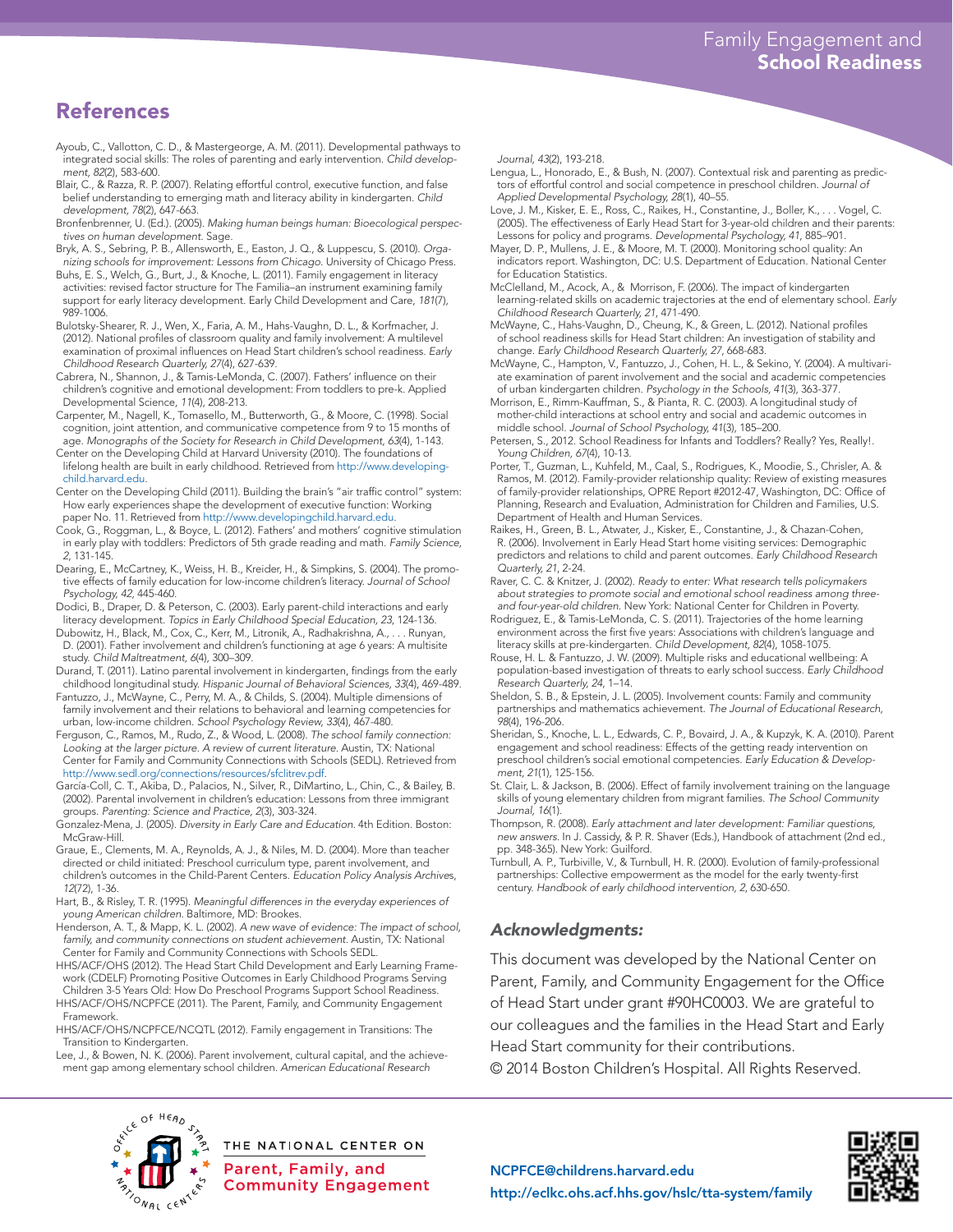## References

Ayoub, C., Vallotton, C. D., & Mastergeorge, A. M. (2011). Developmental pathways to integrated social skills: The roles of parenting and early intervention. *Child development, 82*(2), 583-600.

Blair, C., & Razza, R. P. (2007). Relating effortful control, executive function, and false belief understanding to emerging math and literacy ability in kindergarten. *Child development, 78*(2), 647-663.

Bronfenbrenner, U. (Ed.). (2005). *Making human beings human: Bioecological perspectives on human development.* Sage.

Bryk, A. S., Sebring, P. B., Allensworth, E., Easton, J. Q., & Luppescu, S. (2010). *Organizing schools for improvement: Lessons from Chicago.* University of Chicago Press.

Buhs, E. S., Welch, G., Burt, J., & Knoche, L. (2011). Family engagement in literacy activities: revised factor structure for The Familia–an instrument examining family support for early literacy development. Early Child Development and Care, *181*(7), 989-1006.

Bulotsky-Shearer, R. J., Wen, X., Faria, A. M., Hahs-Vaughn, D. L., & Korfmacher, J. (2012). National profiles of classroom quality and family involvement: A multilevel examination of proximal influences on Head Start children's school readiness. *Early Childhood Research Quarterly, 27*(4), 627-639.

Cabrera, N., Shannon, J., & Tamis-LeMonda, C. (2007). Fathers' influence on their children's cognitive and emotional development: From toddlers to pre-k. Applied Developmental Science, *11*(4), 208-213.

Carpenter, M., Nagell, K., Tomasello, M., Butterworth, G., & Moore, C. (1998). Social cognition, joint attention, and communicative competence from 9 to 15 months of age. *Monographs of the Society for Research in Child Development, 63*(4), 1-143.

Center on the Developing Child at Harvard University (2010). The foundations of lifelong health are built in early childhood. Retrieved from http://www.developingchild.harvard.edu.

Center on the Developing Child (2011). Building the brain's "air traffic control" system: How early experiences shape the development of executive function: Working paper No. 11. Retrieved from http://www.developingchild.harvard.edu.

Cook, G., Roggman, L., & Boyce, L. (2012). Fathers' and mothers' cognitive stimulation in early play with toddlers: Predictors of 5th grade reading and math. *Family Science, 2,* 131-145.

Dearing, E., McCartney, K., Weiss, H. B., Kreider, H., & Simpkins, S. (2004). The promotive effects of family education for low-income children's literacy. *Journal of School Psychology, 42,* 445-460.

Dodici, B., Draper, D. & Peterson, C. (2003). Early parent-child interactions and early literacy development. *Topics in Early Childhood Special Education, 23,* 124-136.

Dubowitz, H., Black, M., Cox, C., Kerr, M., Litronik, A., Radhakrishna, A., . . . Runyan, D. (2001). Father involvement and children's functioning at age 6 years: A multisite study. *Child Maltreatment, 6*(4), 300–309.

Durand, T. (2011). Latino parental involvement in kindergarten, findings from the early childhood longitudinal study. *Hispanic Journal of Behavioral Sciences, 33*(4), 469-489.

Fantuzzo, J., McWayne, C., Perry, M. A., & Childs, S. (2004). Multiple dimensions of family involvement and their relations to behavioral and learning competencies for urban, low-income children. *School Psychology Review, 33*(4), 467-480.

Ferguson, C., Ramos, M., Rudo, Z., & Wood, L. (2008). *The school family connection: Looking at the larger picture. A review of current literature.* Austin, TX: National Center for Family and Community Connections with Schools (SEDL). Retrieved from http://www.sedl.org/connections/resources/sfclitrev.pdf.

García-Coll, C. T., Akiba, D., Palacios, N., Silver, R., DiMartino, L., Chin, C., & Bailey, B. (2002). Parental involvement in children's education: Lessons from three immigrant groups. *Parenting: Science and Practice, 2*(3), 303-324.

Gonzalez-Mena, J. (2005). *Diversity in Early Care and Education.* 4th Edition. Boston: McGraw-Hill.

Graue, E., Clements, M. A., Reynolds, A. J., & Niles, M. D. (2004). More than teacher directed or child initiated: Preschool curriculum type, parent involvement, and children's outcomes in the Child-Parent Centers. *Education Policy Analysis Archives, 12*(72), 1-36.

Hart, B., & Risley, T. R. (1995). *Meaningful differences in the everyday experiences of young American children.* Baltimore, MD: Brookes.

Henderson, A. T., & Mapp, K. L. (2002). *A new wave of evidence: The impact of school, family, and community connections on student achievement.* Austin, TX: National Center for Family and Community Connections with Schools SEDL.

HHS/ACF/OHS (2012). The Head Start Child Development and Early Learning Framework (CDELF) Promoting Positive Outcomes in Early Childhood Programs Serving Children 3-5 Years Old: How Do Preschool Programs Support School Readiness.

HHS/ACF/OHS/NCPFCE (2011). The Parent, Family, and Community Engagement Framework.

HHS/ACF/OHS/NCPFCE/NCQTL (2012). Family engagement in Transitions: The Transition to Kindergarten.

Lee, J., & Bowen, N. K. (2006). Parent involvement, cultural capital, and the achievement gap among elementary school children. *American Educational Research Journal, 43*(2), 193-218.

Lengua, L., Honorado, E., & Bush, N. (2007). Contextual risk and parenting as predictors of effortful control and social competence in preschool children. *Journal of Applied Developmental Psychology, 28*(1), 40–55.

Love, J. M., Kisker, E. E., Ross, C., Raikes, H., Constantine, J., Boller, K., . . . Vogel, C. (2005). The effectiveness of Early Head Start for 3-year-old children and their parents: Lessons for policy and programs. *Developmental Psychology, 41,* 885–901.

Mayer, D. P., Mullens, J. E., & Moore, M. T. (2000). Monitoring school quality: An indicators report. Washington, DC: U.S. Department of Education. National Center for Education Statistics.

McClelland, M., Acock, A., & Morrison, F. (2006). The impact of kindergarten learning-related skills on academic trajectories at the end of elementary school. *Early Childhood Research Quarterly, 21,* 471-490.

McWayne, C., Hahs-Vaughn, D., Cheung, K., & Green, L. (2012). National profiles of school readiness skills for Head Start children: An investigation of stability and change. *Early Childhood Research Quarterly, 27,* 668-683.

McWayne, C., Hampton, V., Fantuzzo, J., Cohen, H. L., & Sekino, Y. (2004). A multivariate examination of parent involvement and the social and academic competencies of urban kindergarten children. *Psychology in the Schools, 41*(3), 363-377.

Morrison, E., Rimm-Kauffman, S., & Pianta, R. C. (2003). A longitudinal study of mother-child interactions at school entry and social and academic outcomes in middle school. *Journal of School Psychology, 41*(3), 185–200.

Petersen, S., 2012. School Readiness for Infants and Toddlers? Really? Yes, Really!. *Young Children, 67*(4), 10-13.

Porter, T., Guzman, L., Kuhfeld, M., Caal, S., Rodrigues, K., Moodie, S., Chrisler, A. & Ramos, M. (2012). Family-provider relationship quality: Review of existing measures of family-provider relationships, OPRE Report #2012-47, Washington, DC: Office of Planning, Research and Evaluation, Administration for Children and Families, U.S. Department of Health and Human Services.

Raikes, H., Green, B. L., Atwater, J., Kisker, E., Constantine, J., & Chazan-Cohen, R. (2006). Involvement in Early Head Start home visiting services: Demographic predictors and relations to child and parent outcomes. *Early Childhood Research Quarterly, 21,* 2-24.

Raver, C. C. & Knitzer, J. (2002). *Ready to enter: What research tells policymakers about strategies to promote social and emotional school readiness among three- and four-year-old children.* New York: National Center for Children in Poverty.

Rodriguez, E., & Tamis-LeMonda, C. S. (2011). Trajectories of the home learning environment across the first five years: Associations with children's language and literacy skills at pre-kindergarten. *Child Development, 82*(4), 1058-1075.

Rouse, H. L. & Fantuzzo, J. W. (2009). Multiple risks and educational wellbeing: A population-based investigation of threats to early school success. *Early Childhood Research Quarterly, 24,* 1–14.

Sheldon, S. B., & Epstein, J. L. (2005). Involvement counts: Family and community partnerships and mathematics achievement. *The Journal of Educational Research, 98*(4), 196-206.

Sheridan, S., Knoche, L. L., Edwards, C. P., Bovaird, J. A., & Kupzyk, K. A. (2010). Parent engagement and school readiness: Effects of the getting ready intervention on preschool children's social emotional competencies. *Early Education & Development, 21*(1), 125-156.

St. Clair, L. & Jackson, B. (2006). Effect of family involvement training on the language skills of young elementary children from migrant families. *The School Community Journal, 16*(1).

Thompson, R. (2008). *Early attachment and later development: Familiar questions, new answers.* In J. Cassidy, & P. R. Shaver (Eds.), Handbook of attachment (2nd ed., pp. 348-365). New York: Guilford.

Turnbull, A. P., Turbiville, V., & Turnbull, H. R. (2000). Evolution of family-professional partnerships: Collective empowerment as the model for the early twenty-first century. *Handbook of early childhood intervention, 2,* 630-650.

### *Acknowledgments:*

This document was developed by the National Center on Parent, Family, and Community Engagement for the Office of Head Start under grant #90HC0003. We are grateful to our colleagues and the families in the Head Start and Early Head Start community for their contributions.
© 2014 Boston Children's Hospital. All Rights Reserved.

THE NATIONAL CENTER ON
Parent, Family, and Community Engagement

NCPFCE@childrens.harvard.edu
http://eclkc.ohs.acf.hhs.gov/hslc/tta-system/family